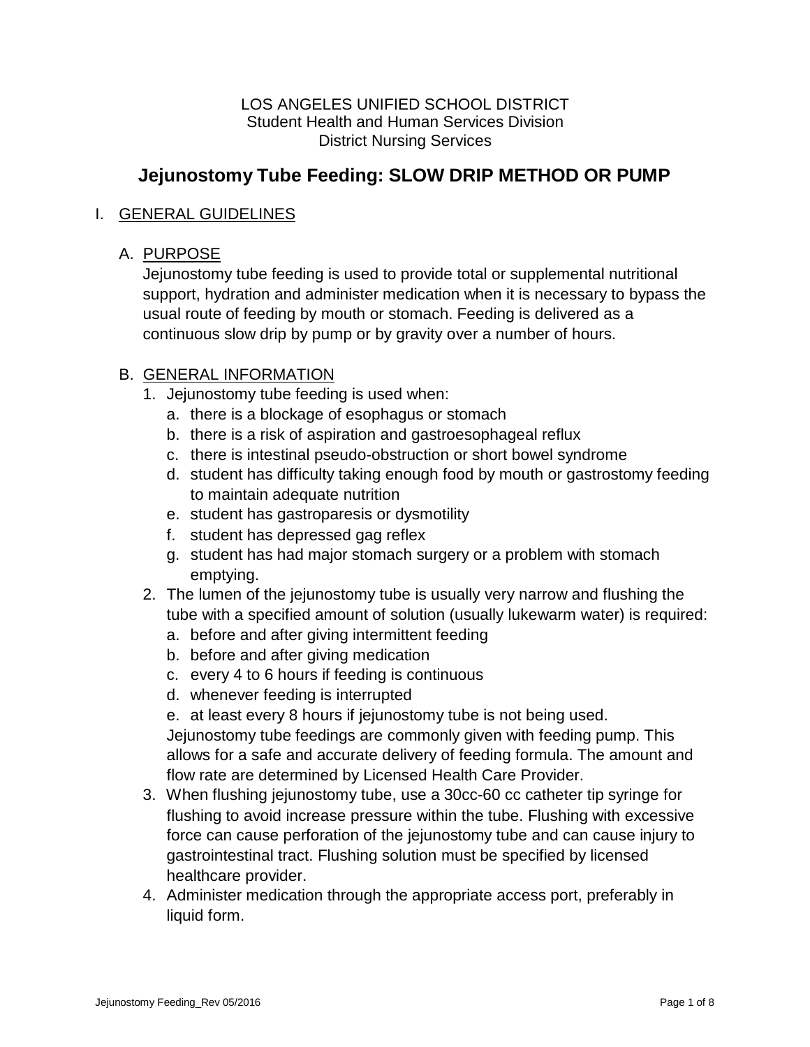LOS ANGELES UNIFIED SCHOOL DISTRICT
Student Health and Human Services Division
District Nursing Services

# Jejunostomy Tube Feeding: SLOW DRIP METHOD OR PUMP

## I. GENERAL GUIDELINES

### A. PURPOSE

Jejunostomy tube feeding is used to provide total or supplemental nutritional support, hydration and administer medication when it is necessary to bypass the usual route of feeding by mouth or stomach. Feeding is delivered as a continuous slow drip by pump or by gravity over a number of hours.

### B. GENERAL INFORMATION

1. Jejunostomy tube feeding is used when:
   a. there is a blockage of esophagus or stomach
   b. there is a risk of aspiration and gastroesophageal reflux
   c. there is intestinal pseudo-obstruction or short bowel syndrome
   d. student has difficulty taking enough food by mouth or gastrostomy feeding to maintain adequate nutrition
   e. student has gastroparesis or dysmotility
   f. student has depressed gag reflex
   g. student has had major stomach surgery or a problem with stomach emptying.
2. The lumen of the jejunostomy tube is usually very narrow and flushing the tube with a specified amount of solution (usually lukewarm water) is required:
   a. before and after giving intermittent feeding
   b. before and after giving medication
   c. every 4 to 6 hours if feeding is continuous
   d. whenever feeding is interrupted
   e. at least every 8 hours if jejunostomy tube is not being used.

   Jejunostomy tube feedings are commonly given with feeding pump. This allows for a safe and accurate delivery of feeding formula. The amount and flow rate are determined by Licensed Health Care Provider.
3. When flushing jejunostomy tube, use a 30cc-60 cc catheter tip syringe for flushing to avoid increase pressure within the tube. Flushing with excessive force can cause perforation of the jejunostomy tube and can cause injury to gastrointestinal tract. Flushing solution must be specified by licensed healthcare provider.
4. Administer medication through the appropriate access port, preferably in liquid form.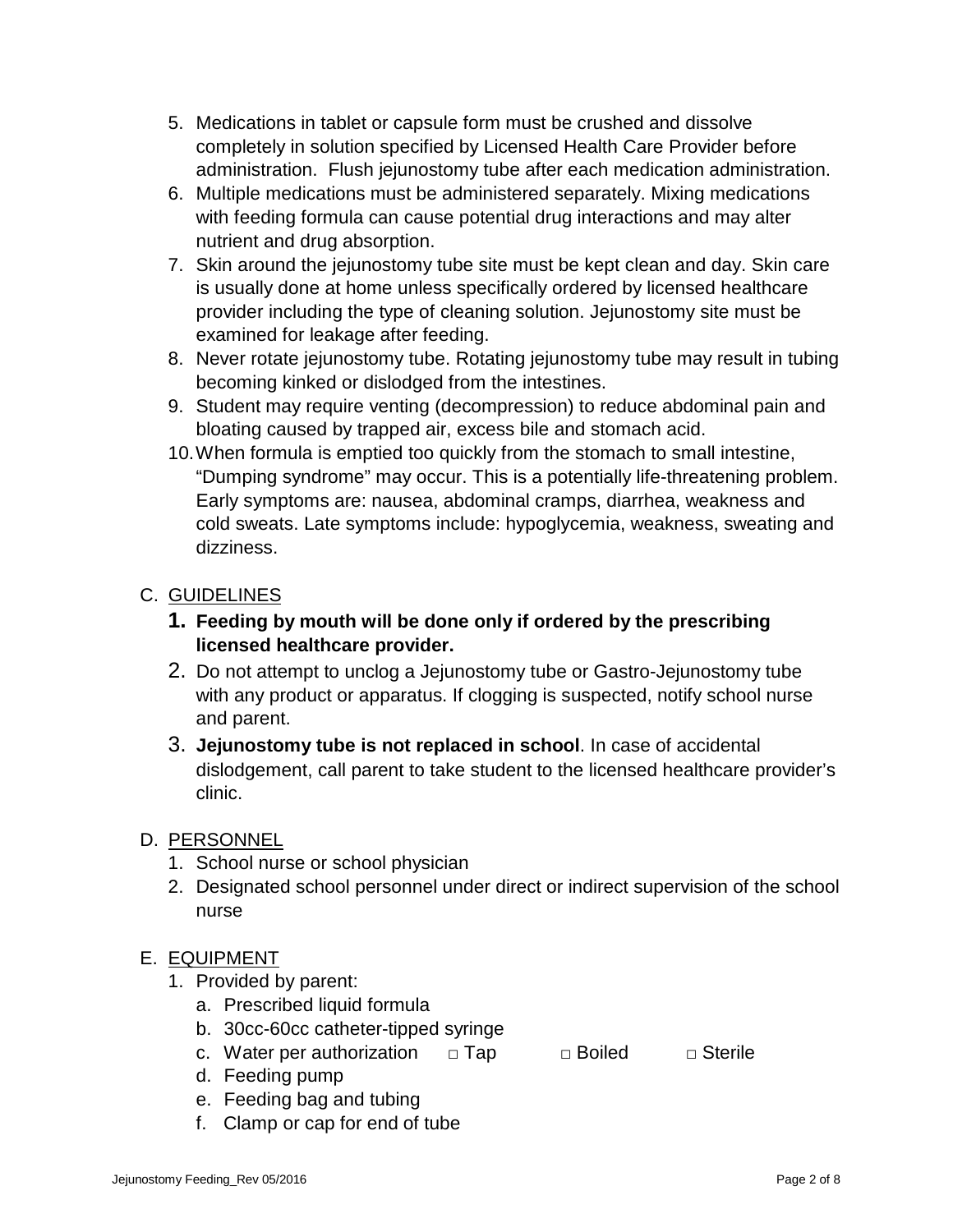5. Medications in tablet or capsule form must be crushed and dissolve completely in solution specified by Licensed Health Care Provider before administration. Flush jejunostomy tube after each medication administration.
6. Multiple medications must be administered separately. Mixing medications with feeding formula can cause potential drug interactions and may alter nutrient and drug absorption.
7. Skin around the jejunostomy tube site must be kept clean and day. Skin care is usually done at home unless specifically ordered by licensed healthcare provider including the type of cleaning solution. Jejunostomy site must be examined for leakage after feeding.
8. Never rotate jejunostomy tube. Rotating jejunostomy tube may result in tubing becoming kinked or dislodged from the intestines.
9. Student may require venting (decompression) to reduce abdominal pain and bloating caused by trapped air, excess bile and stomach acid.
10. When formula is emptied too quickly from the stomach to small intestine, "Dumping syndrome" may occur. This is a potentially life-threatening problem. Early symptoms are: nausea, abdominal cramps, diarrhea, weakness and cold sweats. Late symptoms include: hypoglycemia, weakness, sweating and dizziness.

C. GUIDELINES

1. **Feeding by mouth will be done only if ordered by the prescribing licensed healthcare provider.**
2. Do not attempt to unclog a Jejunostomy tube or Gastro-Jejunostomy tube with any product or apparatus. If clogging is suspected, notify school nurse and parent.
3. **Jejunostomy tube is not replaced in school**. In case of accidental dislodgement, call parent to take student to the licensed healthcare provider's clinic.

D. PERSONNEL

1. School nurse or school physician
2. Designated school personnel under direct or indirect supervision of the school nurse

E. EQUIPMENT

1. Provided by parent:
   a. Prescribed liquid formula
   b. 30cc-60cc catheter-tipped syringe
   c. Water per authorization □ Tap □ Boiled □ Sterile
   d. Feeding pump
   e. Feeding bag and tubing
   f. Clamp or cap for end of tube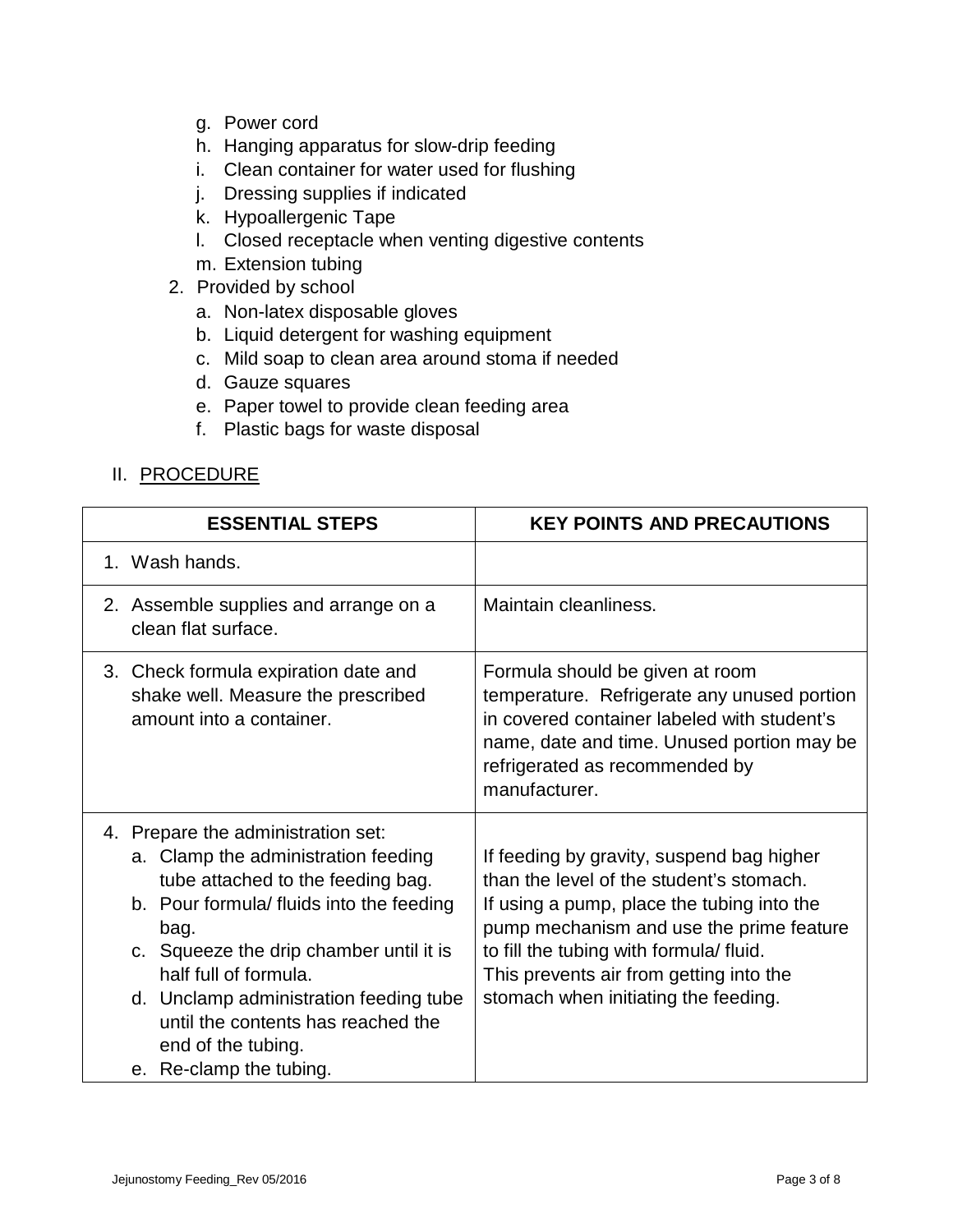g. Power cord
h. Hanging apparatus for slow-drip feeding
i. Clean container for water used for flushing
j. Dressing supplies if indicated
k. Hypoallergenic Tape
l. Closed receptacle when venting digestive contents
m. Extension tubing

2. Provided by school
   a. Non-latex disposable gloves
   b. Liquid detergent for washing equipment
   c. Mild soap to clean area around stoma if needed
   d. Gauze squares
   e. Paper towel to provide clean feeding area
   f. Plastic bags for waste disposal

## II. PROCEDURE

| ESSENTIAL STEPS | KEY POINTS AND PRECAUTIONS |
|---|---|
| 1. Wash hands. | |
| 2. Assemble supplies and arrange on a clean flat surface. | Maintain cleanliness. |
| 3. Check formula expiration date and shake well. Measure the prescribed amount into a container. | Formula should be given at room temperature. Refrigerate any unused portion in covered container labeled with student's name, date and time. Unused portion may be refrigerated as recommended by manufacturer. |
| 4. Prepare the administration set:<br>a. Clamp the administration feeding tube attached to the feeding bag.<br>b. Pour formula/ fluids into the feeding bag.<br>c. Squeeze the drip chamber until it is half full of formula.<br>d. Unclamp administration feeding tube until the contents has reached the end of the tubing.<br>e. Re-clamp the tubing. | If feeding by gravity, suspend bag higher than the level of the student's stomach.<br>If using a pump, place the tubing into the pump mechanism and use the prime feature to fill the tubing with formula/ fluid.<br>This prevents air from getting into the stomach when initiating the feeding. |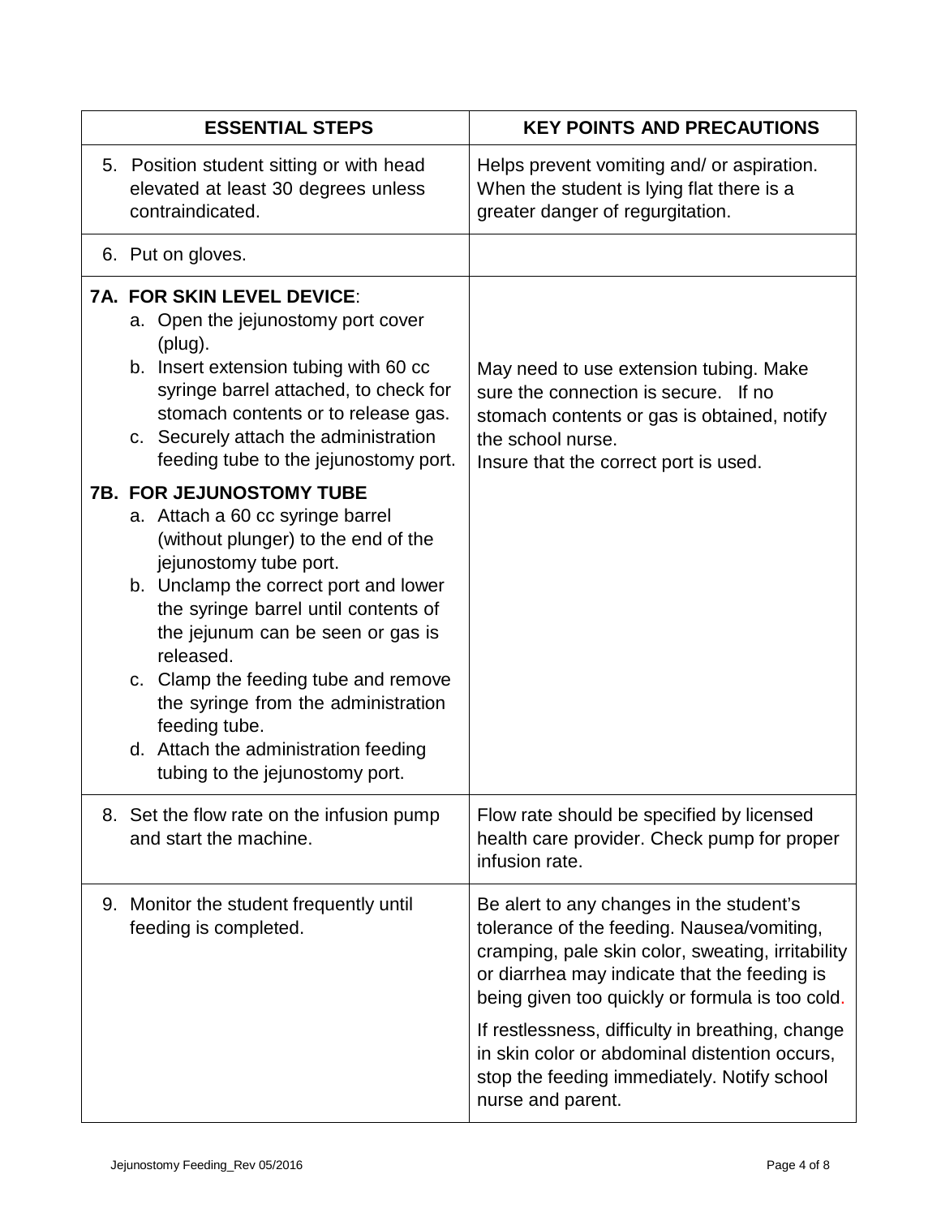| ESSENTIAL STEPS | KEY POINTS AND PRECAUTIONS |
|---|---|
| 5. Position student sitting or with head elevated at least 30 degrees unless contraindicated. | Helps prevent vomiting and/ or aspiration. When the student is lying flat there is a greater danger of regurgitation. |
| 6. Put on gloves. | |
| **7A. FOR SKIN LEVEL DEVICE**:<br>a. Open the jejunostomy port cover (plug).<br>b. Insert extension tubing with 60 cc syringe barrel attached, to check for stomach contents or to release gas.<br>c. Securely attach the administration feeding tube to the jejunostomy port.<br><br>**7B. FOR JEJUNOSTOMY TUBE**<br>a. Attach a 60 cc syringe barrel (without plunger) to the end of the jejunostomy tube port.<br>b. Unclamp the correct port and lower the syringe barrel until contents of the jejunum can be seen or gas is released.<br>c. Clamp the feeding tube and remove the syringe from the administration feeding tube.<br>d. Attach the administration feeding tubing to the jejunostomy port. | May need to use extension tubing. Make sure the connection is secure. If no stomach contents or gas is obtained, notify the school nurse.<br>Insure that the correct port is used. |
| 8. Set the flow rate on the infusion pump and start the machine. | Flow rate should be specified by licensed health care provider. Check pump for proper infusion rate. |
| 9. Monitor the student frequently until feeding is completed. | Be alert to any changes in the student's tolerance of the feeding. Nausea/vomiting, cramping, pale skin color, sweating, irritability or diarrhea may indicate that the feeding is being given too quickly or formula is too cold.<br><br>If restlessness, difficulty in breathing, change in skin color or abdominal distention occurs, stop the feeding immediately. Notify school nurse and parent. |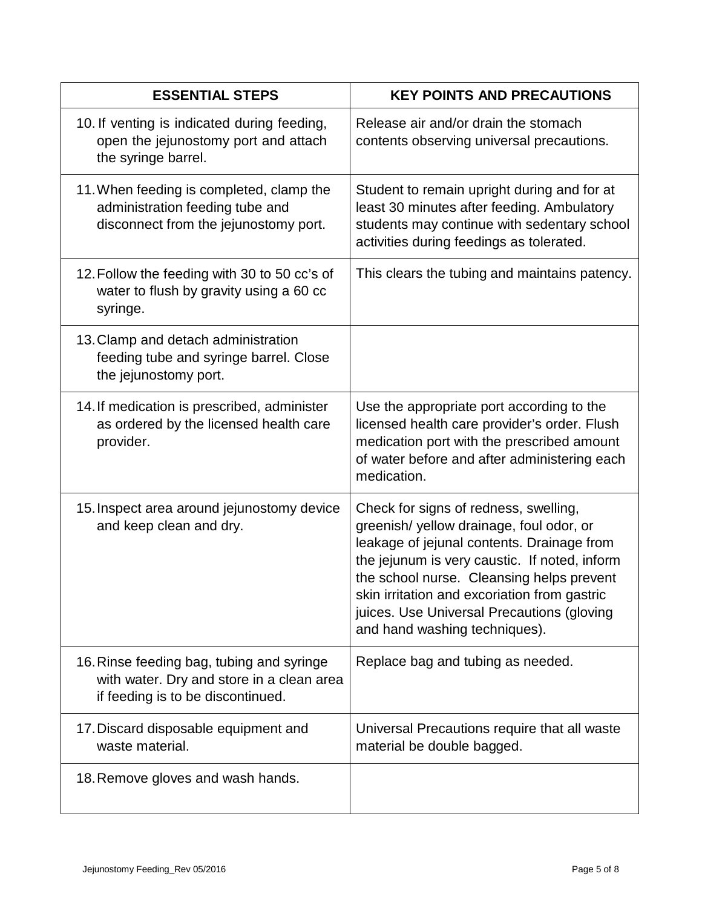| ESSENTIAL STEPS | KEY POINTS AND PRECAUTIONS |
|---|---|
| 10. If venting is indicated during feeding, open the jejunostomy port and attach the syringe barrel. | Release air and/or drain the stomach contents observing universal precautions. |
| 11. When feeding is completed, clamp the administration feeding tube and disconnect from the jejunostomy port. | Student to remain upright during and for at least 30 minutes after feeding. Ambulatory students may continue with sedentary school activities during feedings as tolerated. |
| 12. Follow the feeding with 30 to 50 cc's of water to flush by gravity using a 60 cc syringe. | This clears the tubing and maintains patency. |
| 13. Clamp and detach administration feeding tube and syringe barrel. Close the jejunostomy port. | |
| 14. If medication is prescribed, administer as ordered by the licensed health care provider. | Use the appropriate port according to the licensed health care provider's order. Flush medication port with the prescribed amount of water before and after administering each medication. |
| 15. Inspect area around jejunostomy device and keep clean and dry. | Check for signs of redness, swelling, greenish/ yellow drainage, foul odor, or leakage of jejunal contents. Drainage from the jejunum is very caustic. If noted, inform the school nurse. Cleansing helps prevent skin irritation and excoriation from gastric juices. Use Universal Precautions (gloving and hand washing techniques). |
| 16. Rinse feeding bag, tubing and syringe with water. Dry and store in a clean area if feeding is to be discontinued. | Replace bag and tubing as needed. |
| 17. Discard disposable equipment and waste material. | Universal Precautions require that all waste material be double bagged. |
| 18. Remove gloves and wash hands. | |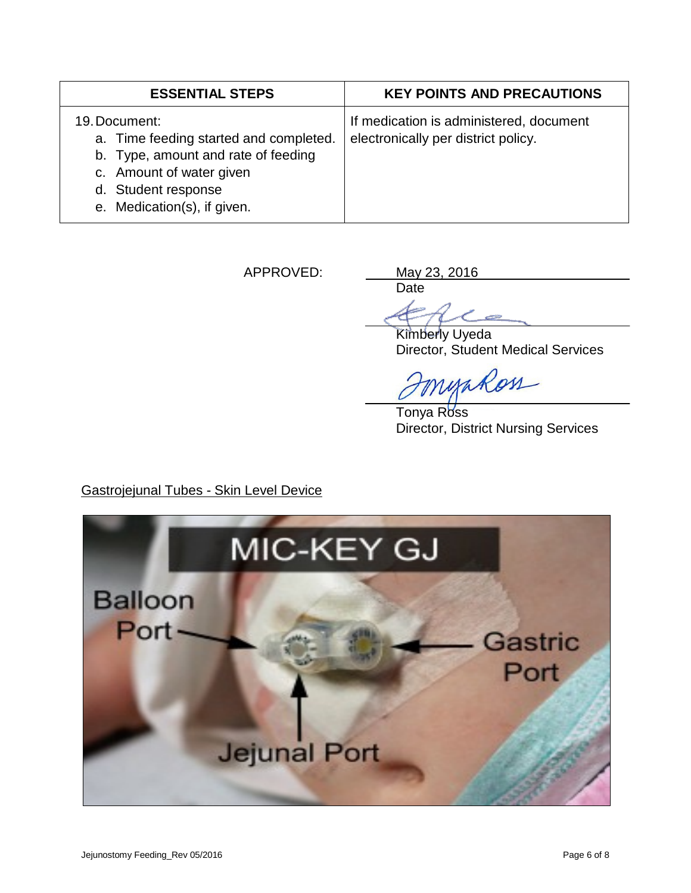| ESSENTIAL STEPS | KEY POINTS AND PRECAUTIONS |
|---|---|
| 19. Document:<br>a. Time feeding started and completed.<br>b. Type, amount and rate of feeding<br>c. Amount of water given<br>d. Student response<br>e. Medication(s), if given. | If medication is administered, document electronically per district policy. |

APPROVED: May 23, 2016
Date

Kimberly Uyeda
Director, Student Medical Services

Tonya Ross
Director, District Nursing Services

Gastrojejunal Tubes - Skin Level Device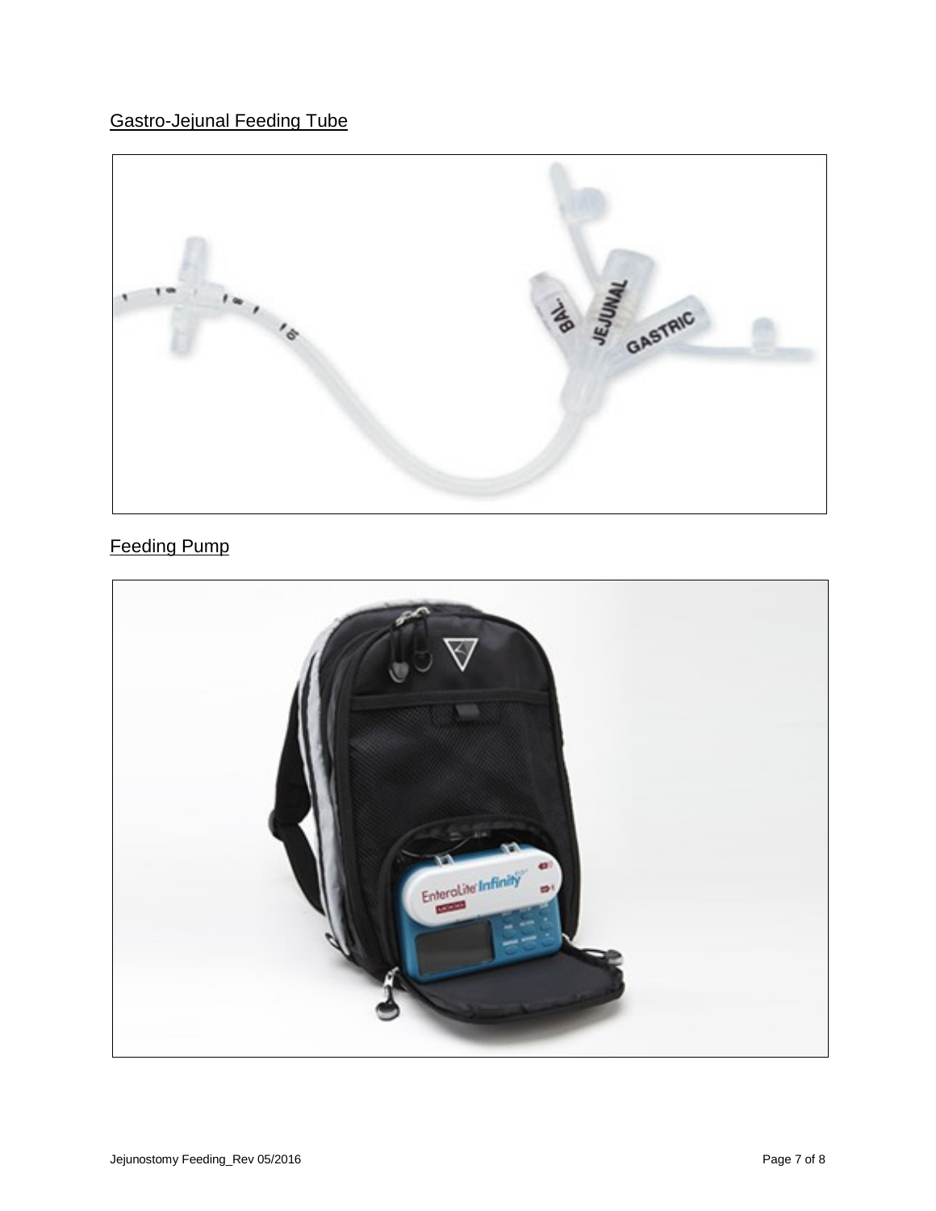Gastro-Jejunal Feeding Tube

Feeding Pump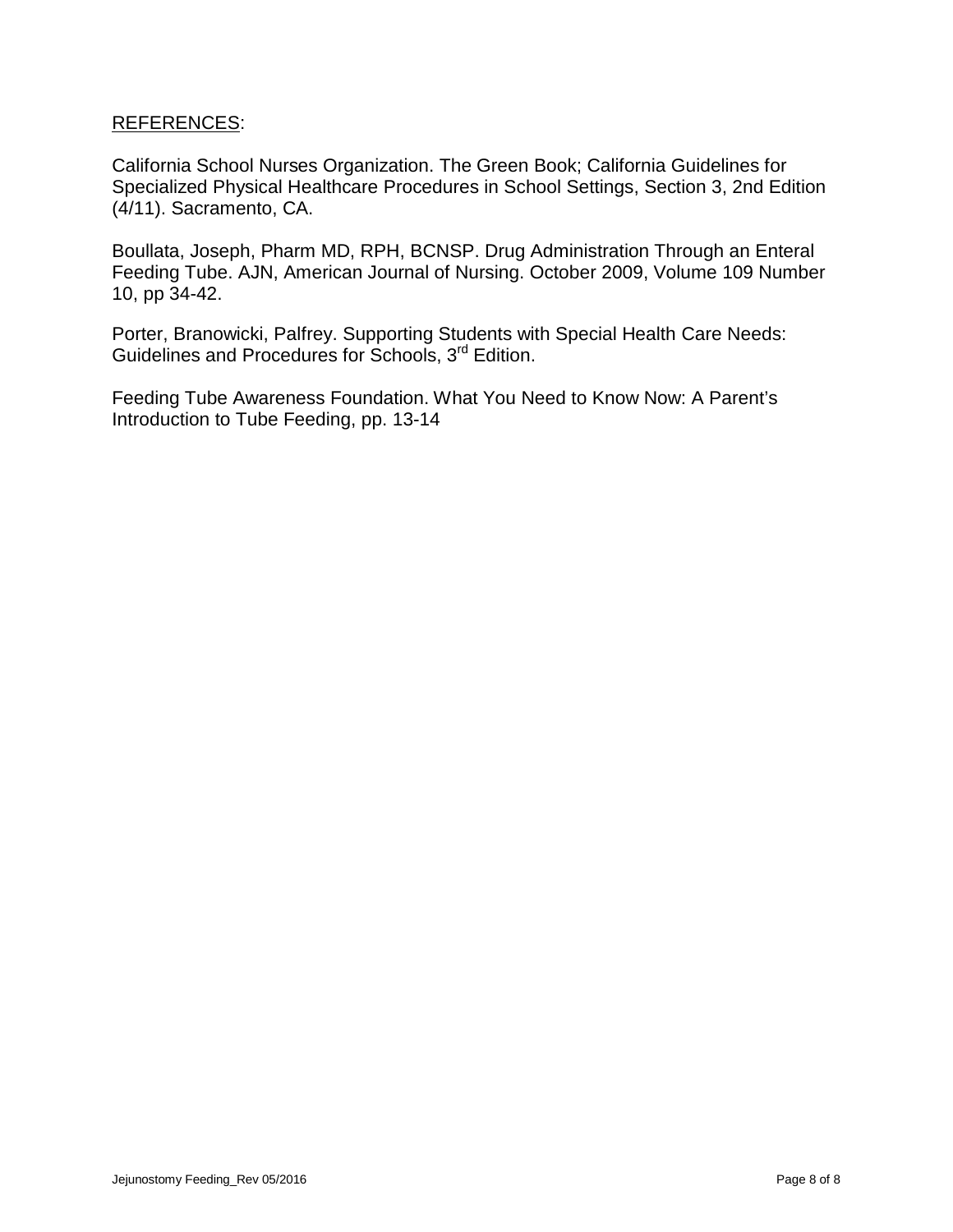REFERENCES:

California School Nurses Organization. The Green Book; California Guidelines for Specialized Physical Healthcare Procedures in School Settings, Section 3, 2nd Edition (4/11). Sacramento, CA.

Boullata, Joseph, Pharm MD, RPH, BCNSP. Drug Administration Through an Enteral Feeding Tube. AJN, American Journal of Nursing. October 2009, Volume 109 Number 10, pp 34-42.

Porter, Branowicki, Palfrey. Supporting Students with Special Health Care Needs: Guidelines and Procedures for Schools, 3rd Edition.

Feeding Tube Awareness Foundation. What You Need to Know Now: A Parent's Introduction to Tube Feeding, pp. 13-14